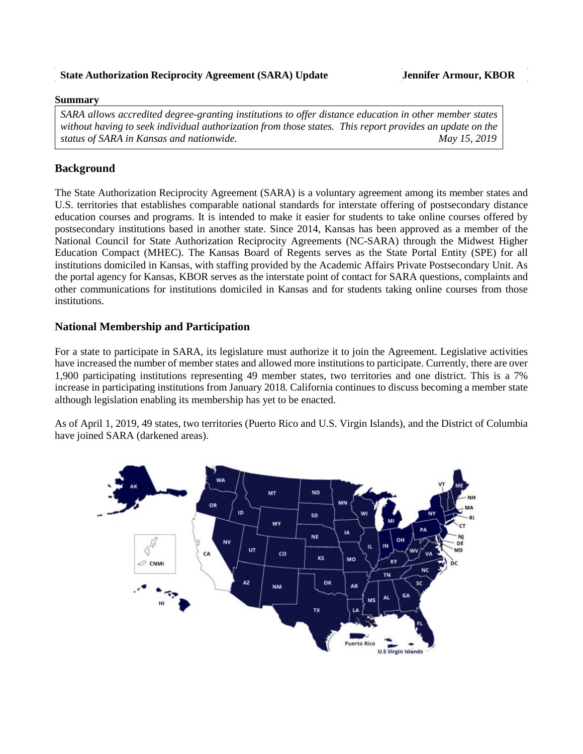**State Authorization Reciprocity Agreement (SARA) Update** **Jennifer Armour, KBOR**

**Summary**

*SARA allows accredited degree-granting institutions to offer distance education in other member states without having to seek individual authorization from those states. This report provides an update on the status of SARA in Kansas and nationwide.* *May 15, 2019*

## Background

The State Authorization Reciprocity Agreement (SARA) is a voluntary agreement among its member states and U.S. territories that establishes comparable national standards for interstate offering of postsecondary distance education courses and programs. It is intended to make it easier for students to take online courses offered by postsecondary institutions based in another state. Since 2014, Kansas has been approved as a member of the National Council for State Authorization Reciprocity Agreements (NC-SARA) through the Midwest Higher Education Compact (MHEC). The Kansas Board of Regents serves as the State Portal Entity (SPE) for all institutions domiciled in Kansas, with staffing provided by the Academic Affairs Private Postsecondary Unit. As the portal agency for Kansas, KBOR serves as the interstate point of contact for SARA questions, complaints and other communications for institutions domiciled in Kansas and for students taking online courses from those institutions.

## National Membership and Participation

For a state to participate in SARA, its legislature must authorize it to join the Agreement. Legislative activities have increased the number of member states and allowed more institutions to participate. Currently, there are over 1,900 participating institutions representing 49 member states, two territories and one district. This is a 7% increase in participating institutions from January 2018. California continues to discuss becoming a member state although legislation enabling its membership has yet to be enacted.

As of April 1, 2019, 49 states, two territories (Puerto Rico and U.S. Virgin Islands), and the District of Columbia have joined SARA (darkened areas).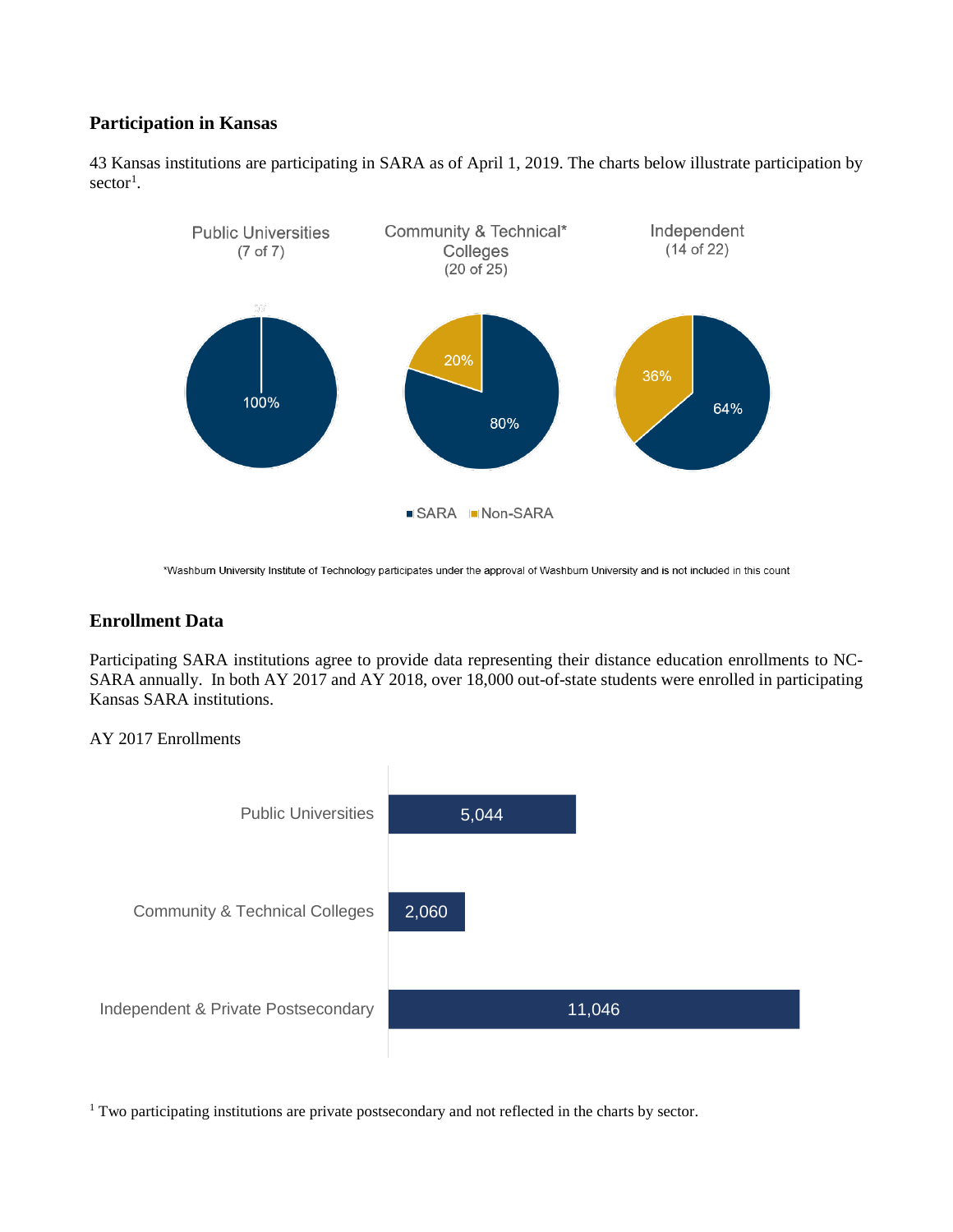### Participation in Kansas

43 Kansas institutions are participating in SARA as of April 1, 2019. The charts below illustrate participation by sector[1].

Public Universities (7 of 7)

100%

Community & Technical* Colleges (20 of 25)

20%

80%

Independent (14 of 22)

36%

64%

SARA Non-SARA

*Washburn University Institute of Technology participates under the approval of Washburn University and is not included in this count

### Enrollment Data

Participating SARA institutions agree to provide data representing their distance education enrollments to NC-SARA annually. In both AY 2017 and AY 2018, over 18,000 out-of-state students were enrolled in participating Kansas SARA institutions.

AY 2017 Enrollments

| Sector | Enrollments |
|---|---|
| Public Universities | 5,044 |
| Community & Technical Colleges | 2,060 |
| Independent & Private Postsecondary | 11,046 |

[1] Two participating institutions are private postsecondary and not reflected in the charts by sector.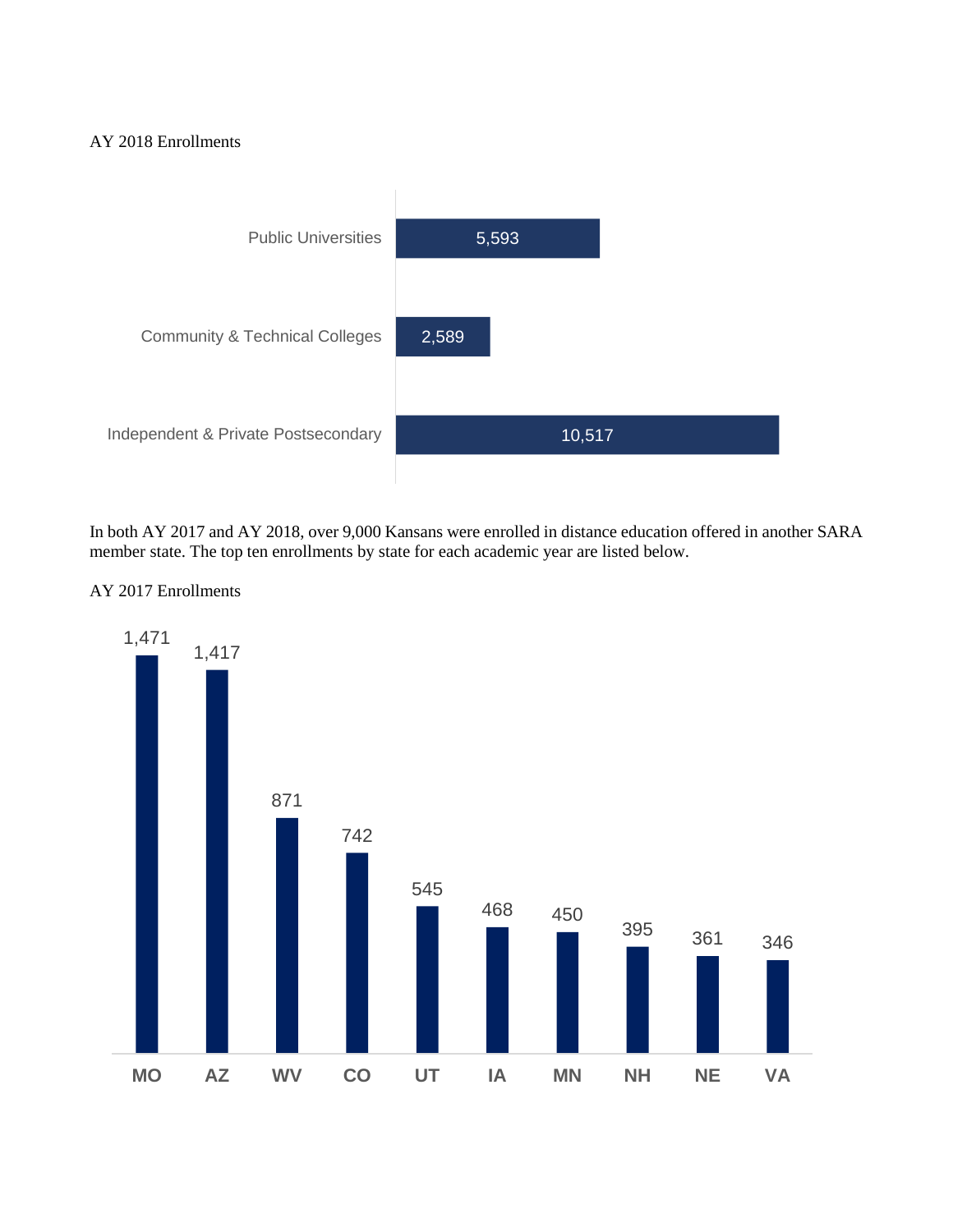AY 2018 Enrollments

| Sector | Enrollments |
| --- | --- |
| Public Universities | 5,593 |
| Community & Technical Colleges | 2,589 |
| Independent & Private Postsecondary | 10,517 |

In both AY 2017 and AY 2018, over 9,000 Kansans were enrolled in distance education offered in another SARA member state. The top ten enrollments by state for each academic year are listed below.

AY 2017 Enrollments

| State | Enrollments |
| --- | --- |
| MO | 1,471 |
| AZ | 1,417 |
| WV | 871 |
| CO | 742 |
| UT | 545 |
| IA | 468 |
| MN | 450 |
| NH | 395 |
| NE | 361 |
| VA | 346 |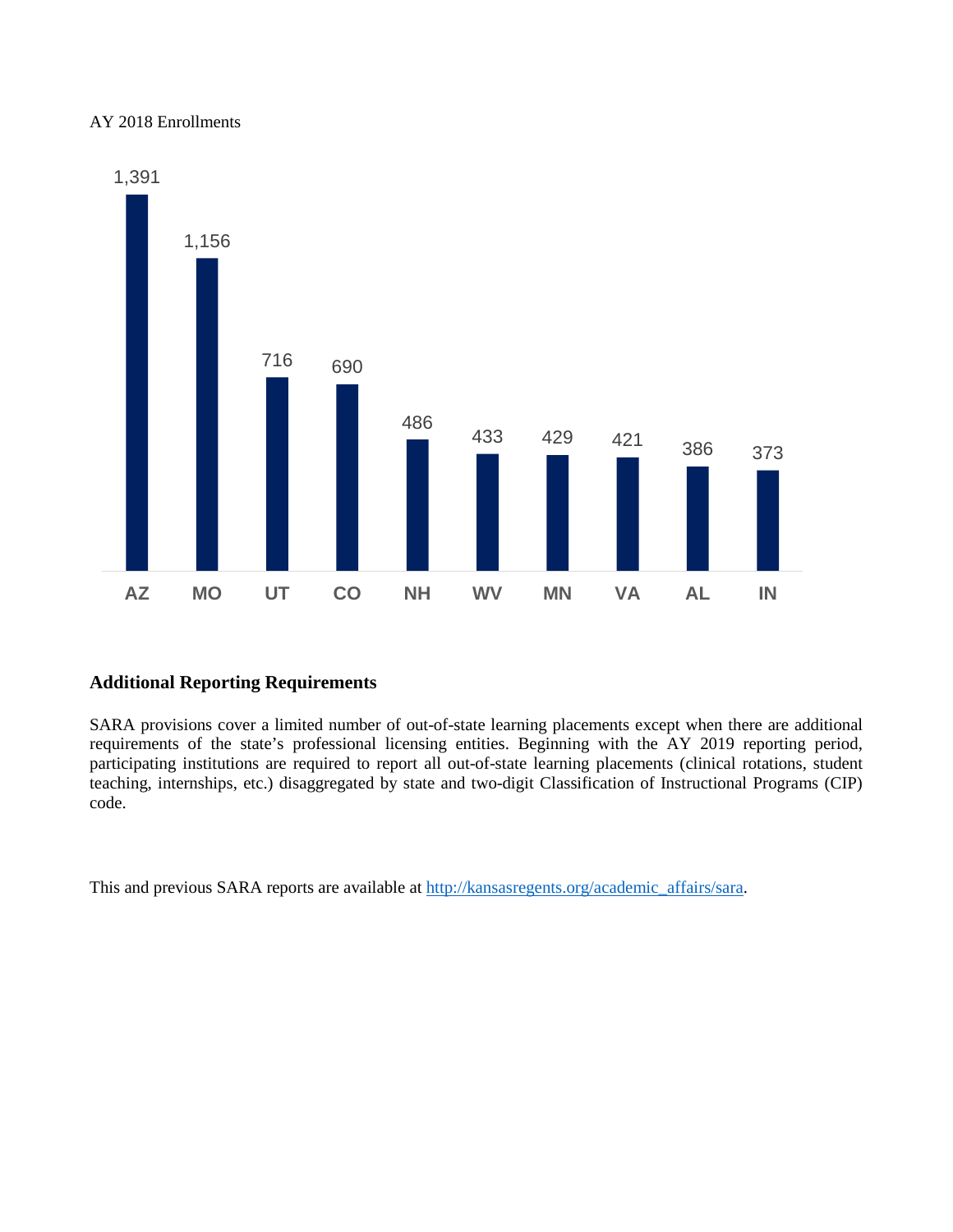AY 2018 Enrollments

1,391
1,156
716
690
486
433
429
421
386
373

AZ MO UT CO NH WV MN VA AL IN

## Additional Reporting Requirements

SARA provisions cover a limited number of out-of-state learning placements except when there are additional requirements of the state's professional licensing entities. Beginning with the AY 2019 reporting period, participating institutions are required to report all out-of-state learning placements (clinical rotations, student teaching, internships, etc.) disaggregated by state and two-digit Classification of Instructional Programs (CIP) code.

This and previous SARA reports are available at [http://kansasregents.org/academic_affairs/sara](http://kansasregents.org/academic_affairs/sara).